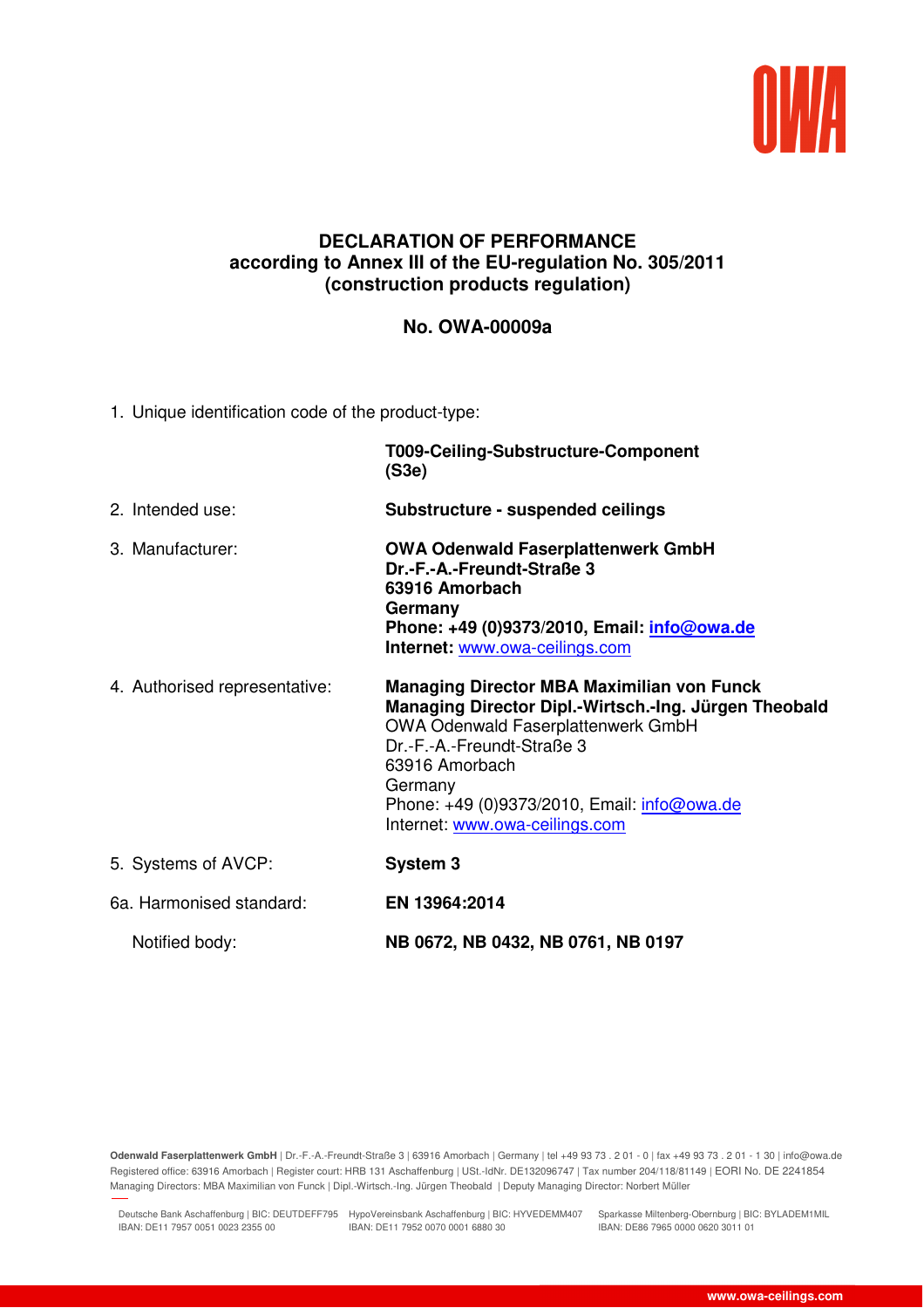# DECLARATION OF PERFORMANCE
## according to Annex III of the EU-regulation No. 305/2011 (construction products regulation)

## No. OWA-00009a

1. Unique identification code of the product-type:

   **T009-Ceiling-Substructure-Component (S3e)**

2. Intended use: **Substructure - suspended ceilings**

3. Manufacturer:
   **OWA Odenwald Faserplattenwerk GmbH**
   **Dr.-F.-A.-Freundt-Straße 3**
   **63916 Amorbach**
   **Germany**
   **Phone: +49 (0)9373/2010, Email: info@owa.de**
   **Internet:** www.owa-ceilings.com

4. Authorised representative:
   **Managing Director MBA Maximilian von Funck**
   **Managing Director Dipl.-Wirtsch.-Ing. Jürgen Theobald**
   OWA Odenwald Faserplattenwerk GmbH
   Dr.-F.-A.-Freundt-Straße 3
   63916 Amorbach
   Germany
   Phone: +49 (0)9373/2010, Email: info@owa.de
   Internet: www.owa-ceilings.com

5. Systems of AVCP: **System 3**

6a. Harmonised standard: **EN 13964:2014**

   Notified body: **NB 0672, NB 0432, NB 0761, NB 0197**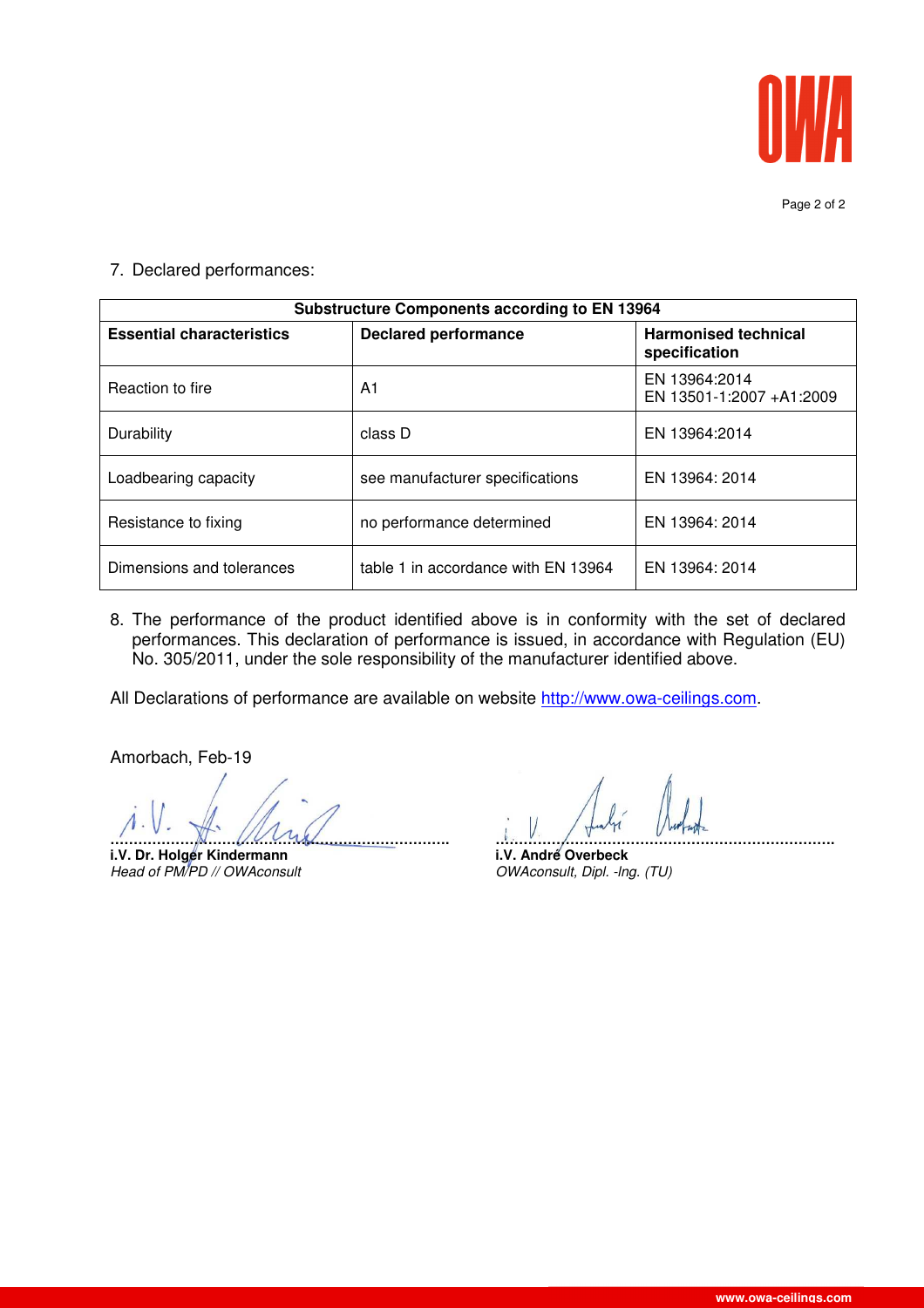7. Declared performances:

| Substructure Components according to EN 13964 | | |
|---|---|---|
| **Essential characteristics** | **Declared performance** | **Harmonised technical specification** |
| Reaction to fire | A1 | EN 13964:2014<br>EN 13501-1:2007 +A1:2009 |
| Durability | class D | EN 13964:2014 |
| Loadbearing capacity | see manufacturer specifications | EN 13964: 2014 |
| Resistance to fixing | no performance determined | EN 13964: 2014 |
| Dimensions and tolerances | table 1 in accordance with EN 13964 | EN 13964: 2014 |

8. The performance of the product identified above is in conformity with the set of declared performances. This declaration of performance is issued, in accordance with Regulation (EU) No. 305/2011, under the sole responsibility of the manufacturer identified above.

All Declarations of performance are available on website http://www.owa-ceilings.com.

Amorbach, Feb-19

**i.V. Dr. Holger Kindermann**
*Head of PM/PD // OWAconsult*

**i.V. André Overbeck**
*OWAconsult, Dipl. -Ing. (TU)*